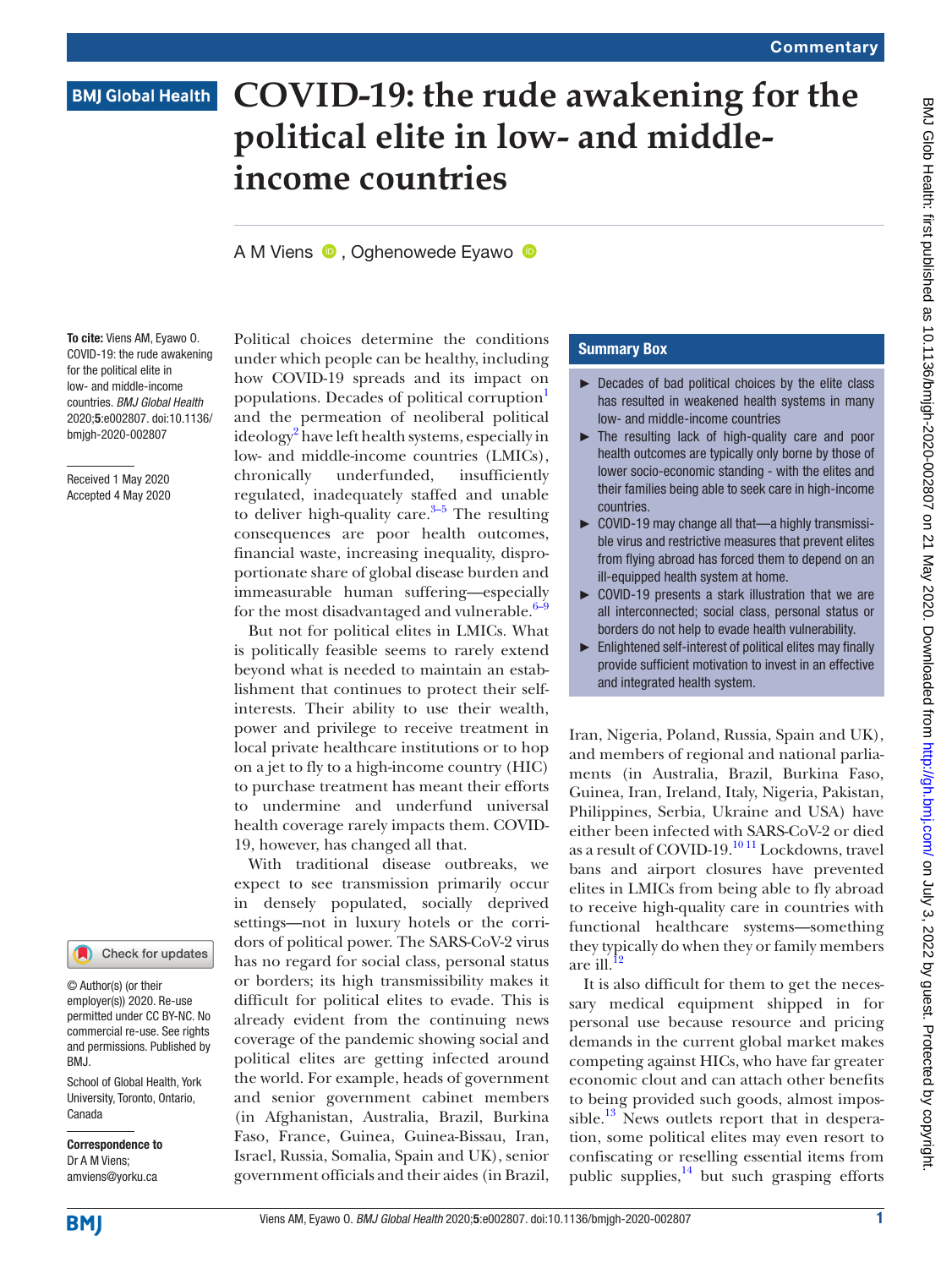Commentary

BMJ Global Health

# COVID-19: the rude awakening for the political elite in low- and middle-income countries

A M Viens, Oghenowede Eyawo

**To cite:** Viens AM, Eyawo O. COVID-19: the rude awakening for the political elite in low- and middle-income countries. *BMJ Global Health* 2020;**5**:e002807. doi:10.1136/bmjgh-2020-002807

Received 1 May 2020
Accepted 4 May 2020

© Author(s) (or their employer(s)) 2020. Re-use permitted under CC BY-NC. No commercial re-use. See rights and permissions. Published by BMJ.

School of Global Health, York University, Toronto, Ontario, Canada

**Correspondence to**
Dr A M Viens;
amviens@yorku.ca

## Summary Box

- Decades of bad political choices by the elite class has resulted in weakened health systems in many low- and middle-income countries
- The resulting lack of high-quality care and poor health outcomes are typically only borne by those of lower socio-economic standing - with the elites and their families being able to seek care in high-income countries.
- COVID-19 may change all that—a highly transmissible virus and restrictive measures that prevent elites from flying abroad has forced them to depend on an ill-equipped health system at home.
- COVID-19 presents a stark illustration that we are all interconnected; social class, personal status or borders do not help to evade health vulnerability.
- Enlightened self-interest of political elites may finally provide sufficient motivation to invest in an effective and integrated health system.

Political choices determine the conditions under which people can be healthy, including how COVID-19 spreads and its impact on populations. Decades of political corruption[1] and the permeation of neoliberal political ideology[2] have left health systems, especially in low- and middle-income countries (LMICs), chronically underfunded, insufficiently regulated, inadequately staffed and unable to deliver high-quality care.[3–5] The resulting consequences are poor health outcomes, financial waste, increasing inequality, disproportionate share of global disease burden and immeasurable human suffering—especially for the most disadvantaged and vulnerable.[6–9]

But not for political elites in LMICs. What is politically feasible seems to rarely extend beyond what is needed to maintain an establishment that continues to protect their self-interests. Their ability to use their wealth, power and privilege to receive treatment in local private healthcare institutions or to hop on a jet to fly to a high-income country (HIC) to purchase treatment has meant their efforts to undermine and underfund universal health coverage rarely impacts them. COVID-19, however, has changed all that.

With traditional disease outbreaks, we expect to see transmission primarily occur in densely populated, socially deprived settings—not in luxury hotels or the corridors of political power. The SARS-CoV-2 virus has no regard for social class, personal status or borders; its high transmissibility makes it difficult for political elites to evade. This is already evident from the continuing news coverage of the pandemic showing social and political elites are getting infected around the world. For example, heads of government and senior government cabinet members (in Afghanistan, Australia, Brazil, Burkina Faso, France, Guinea, Guinea-Bissau, Iran, Israel, Russia, Somalia, Spain and UK), senior government officials and their aides (in Brazil, Iran, Nigeria, Poland, Russia, Spain and UK), and members of regional and national parliaments (in Australia, Brazil, Burkina Faso, Guinea, Iran, Ireland, Italy, Nigeria, Pakistan, Philippines, Serbia, Ukraine and USA) have either been infected with SARS-CoV-2 or died as a result of COVID-19.[10,11] Lockdowns, travel bans and airport closures have prevented elites in LMICs from being able to fly abroad to receive high-quality care in countries with functional healthcare systems—something they typically do when they or family members are ill.[12]

It is also difficult for them to get the necessary medical equipment shipped in for personal use because resource and pricing demands in the current global market makes competing against HICs, who have far greater economic clout and can attach other benefits to being provided such goods, almost impossible.[13] News outlets report that in desperation, some political elites may even resort to confiscating or reselling essential items from public supplies,[14] but such grasping efforts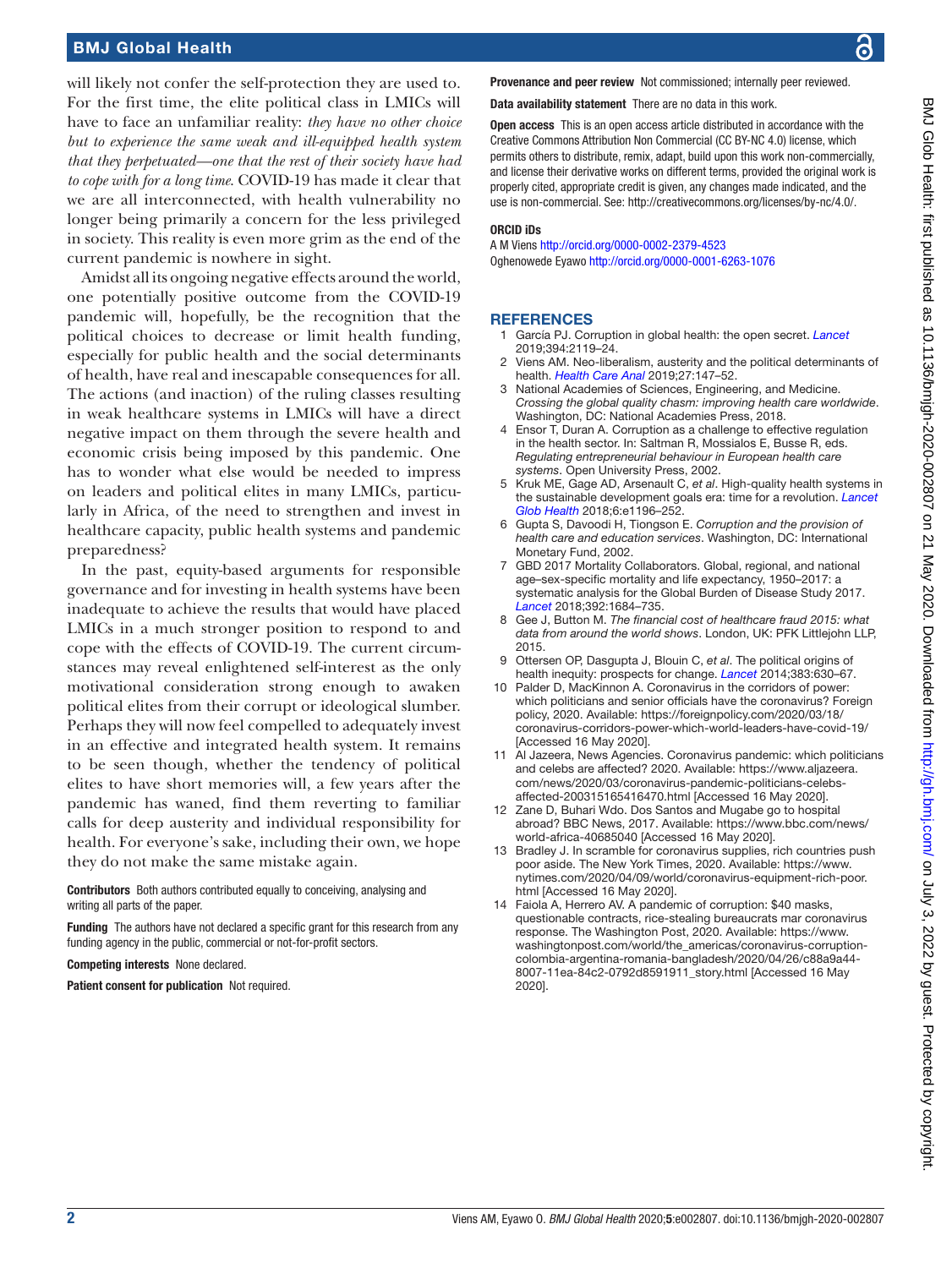will likely not confer the self-protection they are used to. For the first time, the elite political class in LMICs will have to face an unfamiliar reality: *they have no other choice but to experience the same weak and ill-equipped health system that they perpetuated—one that the rest of their society have had to cope with for a long time*. COVID-19 has made it clear that we are all interconnected, with health vulnerability no longer being primarily a concern for the less privileged in society. This reality is even more grim as the end of the current pandemic is nowhere in sight.

Amidst all its ongoing negative effects around the world, one potentially positive outcome from the COVID-19 pandemic will, hopefully, be the recognition that the political choices to decrease or limit health funding, especially for public health and the social determinants of health, have real and inescapable consequences for all. The actions (and inaction) of the ruling classes resulting in weak healthcare systems in LMICs will have a direct negative impact on them through the severe health and economic crisis being imposed by this pandemic. One has to wonder what else would be needed to impress on leaders and political elites in many LMICs, particularly in Africa, of the need to strengthen and invest in healthcare capacity, public health systems and pandemic preparedness?

In the past, equity-based arguments for responsible governance and for investing in health systems have been inadequate to achieve the results that would have placed LMICs in a much stronger position to respond to and cope with the effects of COVID-19. The current circumstances may reveal enlightened self-interest as the only motivational consideration strong enough to awaken political elites from their corrupt or ideological slumber. Perhaps they will now feel compelled to adequately invest in an effective and integrated health system. It remains to be seen though, whether the tendency of political elites to have short memories will, a few years after the pandemic has waned, find them reverting to familiar calls for deep austerity and individual responsibility for health. For everyone's sake, including their own, we hope they do not make the same mistake again.

**Contributors** Both authors contributed equally to conceiving, analysing and writing all parts of the paper.

**Funding** The authors have not declared a specific grant for this research from any funding agency in the public, commercial or not-for-profit sectors.

**Competing interests** None declared.

**Patient consent for publication** Not required.

**Provenance and peer review** Not commissioned; internally peer reviewed.

**Data availability statement** There are no data in this work.

**Open access** This is an open access article distributed in accordance with the Creative Commons Attribution Non Commercial (CC BY-NC 4.0) license, which permits others to distribute, remix, adapt, build upon this work non-commercially, and license their derivative works on different terms, provided the original work is properly cited, appropriate credit is given, any changes made indicated, and the use is non-commercial. See: http://creativecommons.org/licenses/by-nc/4.0/.

**ORCID iDs**

A M Viens http://orcid.org/0000-0002-2379-4523
Oghenowede Eyawo http://orcid.org/0000-0001-6263-1076

## REFERENCES

1. García PJ. Corruption in global health: the open secret. *Lancet* 2019;394:2119–24.
2. Viens AM. Neo-liberalism, austerity and the political determinants of health. *Health Care Anal* 2019;27:147–52.
3. National Academies of Sciences, Engineering, and Medicine. *Crossing the global quality chasm: improving health care worldwide*. Washington, DC: National Academies Press, 2018.
4. Ensor T, Duran A. Corruption as a challenge to effective regulation in the health sector. In: Saltman R, Mossialos E, Busse R, eds. *Regulating entrepreneurial behaviour in European health care systems*. Open University Press, 2002.
5. Kruk ME, Gage AD, Arsenault C, *et al*. High-quality health systems in the sustainable development goals era: time for a revolution. *Lancet Glob Health* 2018;6:e1196–252.
6. Gupta S, Davoodi H, Tiongson E. *Corruption and the provision of health care and education services*. Washington, DC: International Monetary Fund, 2002.
7. GBD 2017 Mortality Collaborators. Global, regional, and national age–sex-specific mortality and life expectancy, 1950–2017: a systematic analysis for the Global Burden of Disease Study 2017. *Lancet* 2018;392:1684–735.
8. Gee J, Button M. *The financial cost of healthcare fraud 2015: what data from around the world shows*. London, UK: PFK Littlejohn LLP, 2015.
9. Ottersen OP, Dasgupta J, Blouin C, *et al*. The political origins of health inequity: prospects for change. *Lancet* 2014;383:630–67.
10. Palder D, MacKinnon A. Coronavirus in the corridors of power: which politicians and senior officials have the coronavirus? Foreign policy, 2020. Available: https://foreignpolicy.com/2020/03/18/coronavirus-corridors-power-which-world-leaders-have-covid-19/ [Accessed 16 May 2020].
11. Al Jazeera, News Agencies. Coronavirus pandemic: which politicians and celebs are affected? 2020. Available: https://www.aljazeera.com/news/2020/03/coronavirus-pandemic-politicians-celebs-affected-200315165416470.html [Accessed 16 May 2020].
12. Zane D, Buhari Wdo. Dos Santos and Mugabe go to hospital abroad? BBC News, 2017. Available: https://www.bbc.com/news/world-africa-40685040 [Accessed 16 May 2020].
13. Bradley J. In scramble for coronavirus supplies, rich countries push poor aside. The New York Times, 2020. Available: https://www.nytimes.com/2020/04/09/world/coronavirus-equipment-rich-poor.html [Accessed 16 May 2020].
14. Faiola A, Herrero AV. A pandemic of corruption: $40 masks, questionable contracts, rice-stealing bureaucrats mar coronavirus response. The Washington Post, 2020. Available: https://www.washingtonpost.com/world/the_americas/coronavirus-corruption-colombia-argentina-romania-bangladesh/2020/04/26/c88a9a44-8007-11ea-84c2-0792d8591911_story.html [Accessed 16 May 2020].